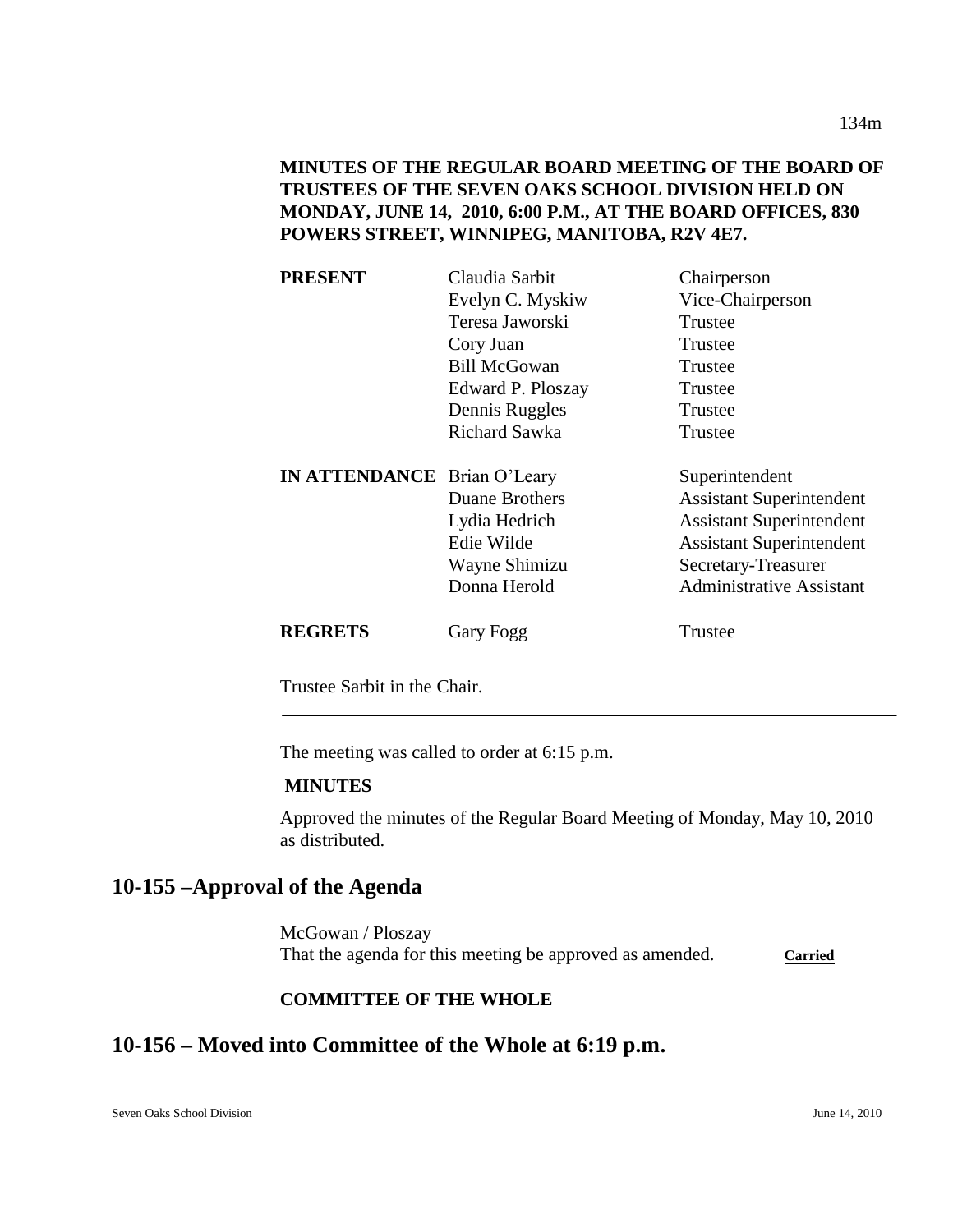**MINUTES OF THE REGULAR BOARD MEETING OF THE BOARD OF TRUSTEES OF THE SEVEN OAKS SCHOOL DIVISION HELD ON MONDAY, JUNE 14, 2010, 6:00 P.M., AT THE BOARD OFFICES, 830 POWERS STREET, WINNIPEG, MANITOBA, R2V 4E7.**

| | | |
|---|---|---|
| **PRESENT** | Claudia Sarbit | Chairperson |
| | Evelyn C. Myskiw | Vice-Chairperson |
| | Teresa Jaworski | Trustee |
| | Cory Juan | Trustee |
| | Bill McGowan | Trustee |
| | Edward P. Ploszay | Trustee |
| | Dennis Ruggles | Trustee |
| | Richard Sawka | Trustee |
| **IN ATTENDANCE** | Brian O'Leary | Superintendent |
| | Duane Brothers | Assistant Superintendent |
| | Lydia Hedrich | Assistant Superintendent |
| | Edie Wilde | Assistant Superintendent |
| | Wayne Shimizu | Secretary-Treasurer |
| | Donna Herold | Administrative Assistant |
| **REGRETS** | Gary Fogg | Trustee |

Trustee Sarbit in the Chair.

---

The meeting was called to order at 6:15 p.m.

**MINUTES**

Approved the minutes of the Regular Board Meeting of Monday, May 10, 2010 as distributed.

## 10-155 –Approval of the Agenda

McGowan / Ploszay
That the agenda for this meeting be approved as amended. **Carried**

**COMMITTEE OF THE WHOLE**

## 10-156 – Moved into Committee of the Whole at 6:19 p.m.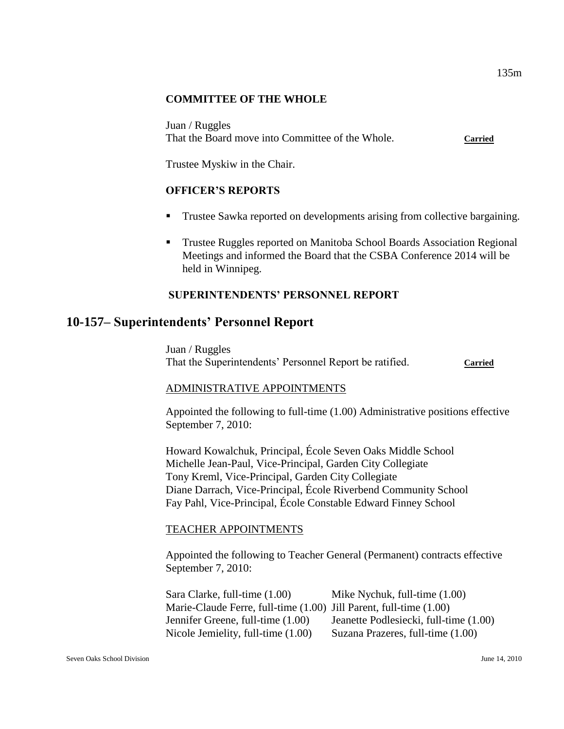**COMMITTEE OF THE WHOLE**

Juan / Ruggles
That the Board move into Committee of the Whole. **Carried**

Trustee Myskiw in the Chair.

**OFFICER'S REPORTS**

- Trustee Sawka reported on developments arising from collective bargaining.
- Trustee Ruggles reported on Manitoba School Boards Association Regional Meetings and informed the Board that the CSBA Conference 2014 will be held in Winnipeg.

**SUPERINTENDENTS' PERSONNEL REPORT**

## 10-157– Superintendents' Personnel Report

Juan / Ruggles
That the Superintendents' Personnel Report be ratified. **Carried**

ADMINISTRATIVE APPOINTMENTS

Appointed the following to full-time (1.00) Administrative positions effective September 7, 2010:

Howard Kowalchuk, Principal, École Seven Oaks Middle School
Michelle Jean-Paul, Vice-Principal, Garden City Collegiate
Tony Kreml, Vice-Principal, Garden City Collegiate
Diane Darrach, Vice-Principal, École Riverbend Community School
Fay Pahl, Vice-Principal, École Constable Edward Finney School

TEACHER APPOINTMENTS

Appointed the following to Teacher General (Permanent) contracts effective September 7, 2010:

| | |
|---|---|
| Sara Clarke, full-time (1.00) | Mike Nychuk, full-time (1.00) |
| Marie-Claude Ferre, full-time (1.00) | Jill Parent, full-time (1.00) |
| Jennifer Greene, full-time (1.00) | Jeanette Podlesiecki, full-time (1.00) |
| Nicole Jemielity, full-time (1.00) | Suzana Prazeres, full-time (1.00) |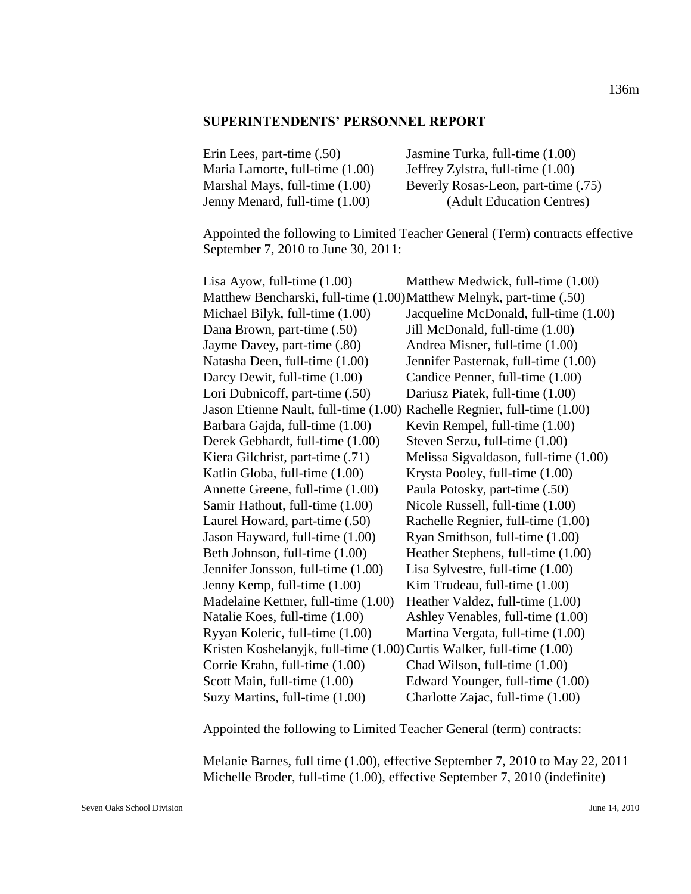**SUPERINTENDENTS' PERSONNEL REPORT**

Erin Lees, part-time (.50)
Maria Lamorte, full-time (1.00)
Marshal Mays, full-time (1.00)
Jenny Menard, full-time (1.00)
Jasmine Turka, full-time (1.00)
Jeffrey Zylstra, full-time (1.00)
Beverly Rosas-Leon, part-time (.75)
(Adult Education Centres)

Appointed the following to Limited Teacher General (Term) contracts effective September 7, 2010 to June 30, 2011:

Lisa Ayow, full-time (1.00)
Matthew Bencharski, full-time (1.00)
Michael Bilyk, full-time (1.00)
Dana Brown, part-time (.50)
Jayme Davey, part-time (.80)
Natasha Deen, full-time (1.00)
Darcy Dewit, full-time (1.00)
Lori Dubnicoff, part-time (.50)
Jason Etienne Nault, full-time (1.00)
Barbara Gajda, full-time (1.00)
Derek Gebhardt, full-time (1.00)
Kiera Gilchrist, part-time (.71)
Katlin Globa, full-time (1.00)
Annette Greene, full-time (1.00)
Samir Hathout, full-time (1.00)
Laurel Howard, part-time (.50)
Jason Hayward, full-time (1.00)
Beth Johnson, full-time (1.00)
Jennifer Jonsson, full-time (1.00)
Jenny Kemp, full-time (1.00)
Madelaine Kettner, full-time (1.00)
Natalie Koes, full-time (1.00)
Ryyan Koleric, full-time (1.00)
Kristen Koshelanyjk, full-time (1.00)
Corrie Krahn, full-time (1.00)
Scott Main, full-time (1.00)
Suzy Martins, full-time (1.00)
Matthew Medwick, full-time (1.00)
Matthew Melnyk, part-time (.50)
Jacqueline McDonald, full-time (1.00)
Jill McDonald, full-time (1.00)
Andrea Misner, full-time (1.00)
Jennifer Pasternak, full-time (1.00)
Candice Penner, full-time (1.00)
Dariusz Piatek, full-time (1.00)
Rachelle Regnier, full-time (1.00)
Kevin Rempel, full-time (1.00)
Steven Serzu, full-time (1.00)
Melissa Sigvaldason, full-time (1.00)
Krysta Pooley, full-time (1.00)
Paula Potosky, part-time (.50)
Nicole Russell, full-time (1.00)
Rachelle Regnier, full-time (1.00)
Ryan Smithson, full-time (1.00)
Heather Stephens, full-time (1.00)
Lisa Sylvestre, full-time (1.00)
Kim Trudeau, full-time (1.00)
Heather Valdez, full-time (1.00)
Ashley Venables, full-time (1.00)
Martina Vergata, full-time (1.00)
Curtis Walker, full-time (1.00)
Chad Wilson, full-time (1.00)
Edward Younger, full-time (1.00)
Charlotte Zajac, full-time (1.00)

Appointed the following to Limited Teacher General (term) contracts:

Melanie Barnes, full time (1.00), effective September 7, 2010 to May 22, 2011
Michelle Broder, full-time (1.00), effective September 7, 2010 (indefinite)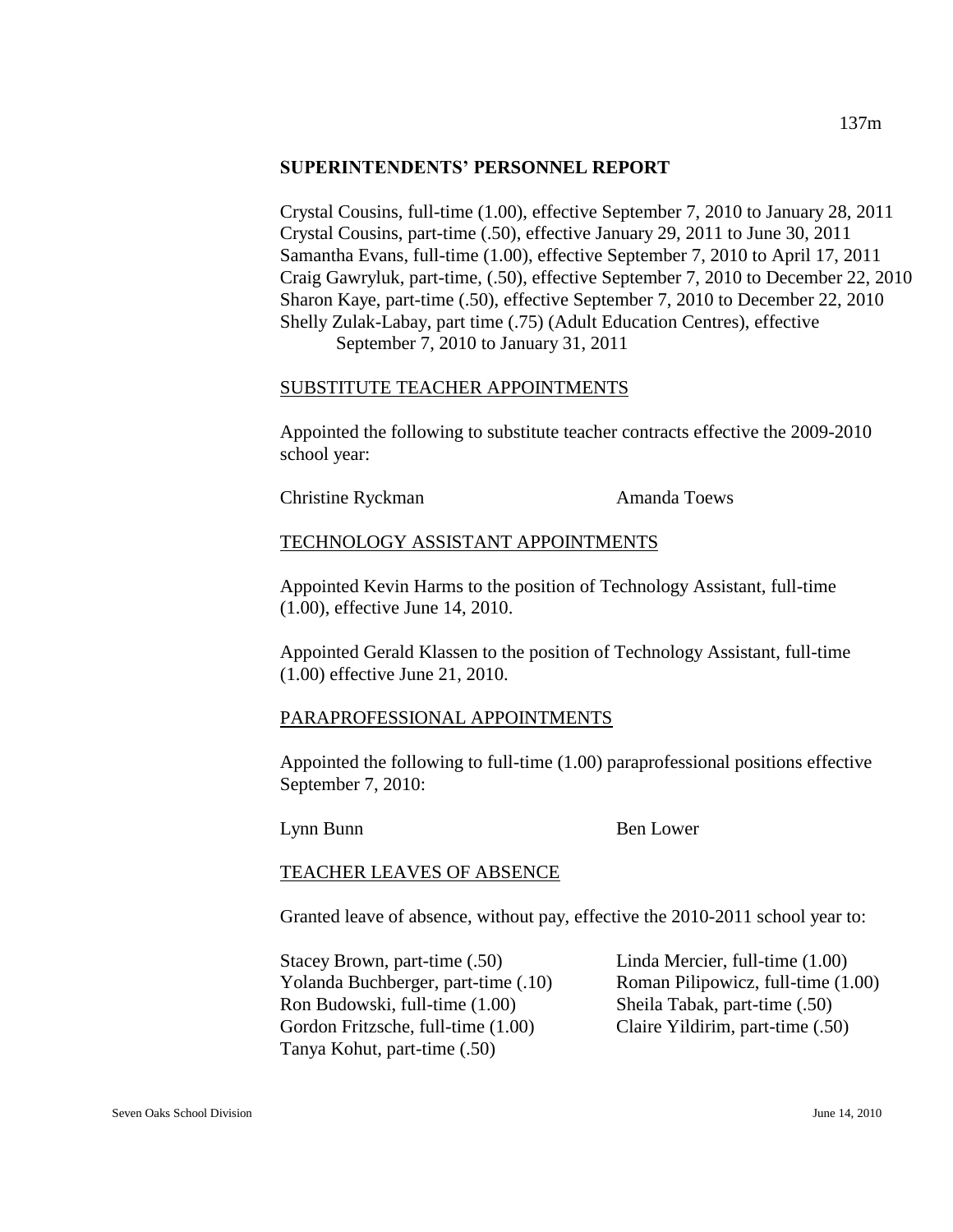## SUPERINTENDENTS' PERSONNEL REPORT

Crystal Cousins, full-time (1.00), effective September 7, 2010 to January 28, 2011
Crystal Cousins, part-time (.50), effective January 29, 2011 to June 30, 2011
Samantha Evans, full-time (1.00), effective September 7, 2010 to April 17, 2011
Craig Gawryluk, part-time, (.50), effective September 7, 2010 to December 22, 2010
Sharon Kaye, part-time (.50), effective September 7, 2010 to December 22, 2010
Shelly Zulak-Labay, part time (.75) (Adult Education Centres), effective
September 7, 2010 to January 31, 2011

### SUBSTITUTE TEACHER APPOINTMENTS

Appointed the following to substitute teacher contracts effective the 2009-2010 school year:

Christine Ryckman
Amanda Toews

### TECHNOLOGY ASSISTANT APPOINTMENTS

Appointed Kevin Harms to the position of Technology Assistant, full-time (1.00), effective June 14, 2010.

Appointed Gerald Klassen to the position of Technology Assistant, full-time (1.00) effective June 21, 2010.

### PARAPROFESSIONAL APPOINTMENTS

Appointed the following to full-time (1.00) paraprofessional positions effective September 7, 2010:

Lynn Bunn
Ben Lower

### TEACHER LEAVES OF ABSENCE

Granted leave of absence, without pay, effective the 2010-2011 school year to:

Stacey Brown, part-time (.50)
Yolanda Buchberger, part-time (.10)
Ron Budowski, full-time (1.00)
Gordon Fritzsche, full-time (1.00)
Tanya Kohut, part-time (.50)
Linda Mercier, full-time (1.00)
Roman Pilipowicz, full-time (1.00)
Sheila Tabak, part-time (.50)
Claire Yildirim, part-time (.50)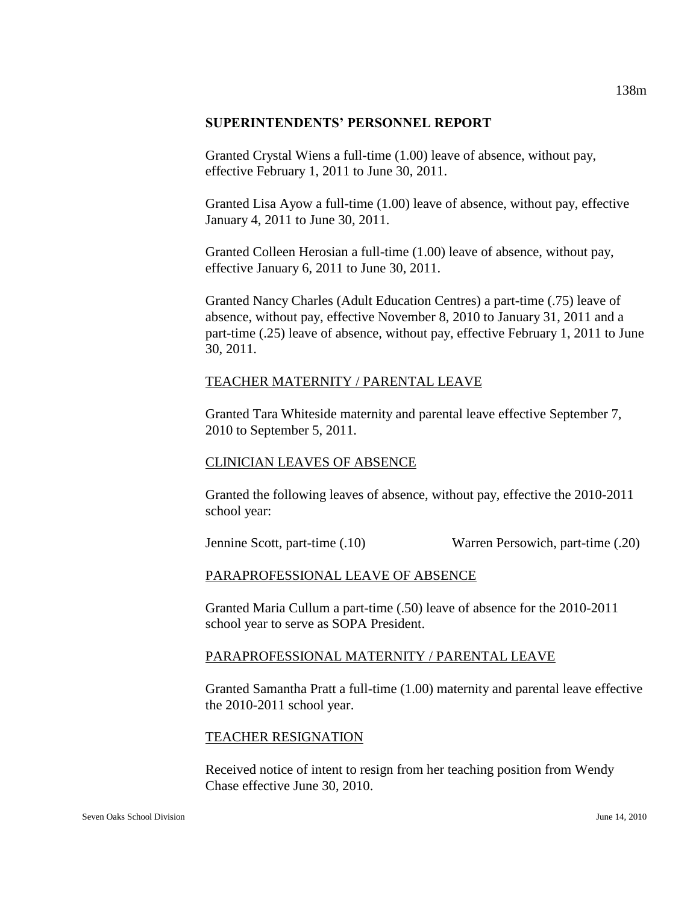## SUPERINTENDENTS' PERSONNEL REPORT

Granted Crystal Wiens a full-time (1.00) leave of absence, without pay, effective February 1, 2011 to June 30, 2011.

Granted Lisa Ayow a full-time (1.00) leave of absence, without pay, effective January 4, 2011 to June 30, 2011.

Granted Colleen Herosian a full-time (1.00) leave of absence, without pay, effective January 6, 2011 to June 30, 2011.

Granted Nancy Charles (Adult Education Centres) a part-time (.75) leave of absence, without pay, effective November 8, 2010 to January 31, 2011 and a part-time (.25) leave of absence, without pay, effective February 1, 2011 to June 30, 2011.

### TEACHER MATERNITY / PARENTAL LEAVE

Granted Tara Whiteside maternity and parental leave effective September 7, 2010 to September 5, 2011.

### CLINICIAN LEAVES OF ABSENCE

Granted the following leaves of absence, without pay, effective the 2010-2011 school year:

Jennine Scott, part-time (.10)

Warren Persowich, part-time (.20)

### PARAPROFESSIONAL LEAVE OF ABSENCE

Granted Maria Cullum a part-time (.50) leave of absence for the 2010-2011 school year to serve as SOPA President.

### PARAPROFESSIONAL MATERNITY / PARENTAL LEAVE

Granted Samantha Pratt a full-time (1.00) maternity and parental leave effective the 2010-2011 school year.

### TEACHER RESIGNATION

Received notice of intent to resign from her teaching position from Wendy Chase effective June 30, 2010.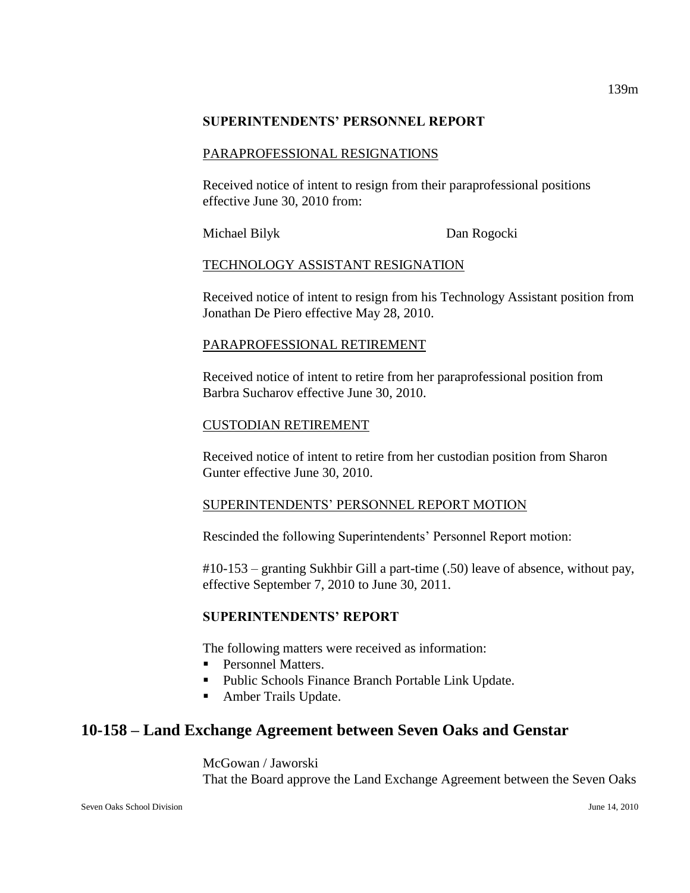### SUPERINTENDENTS' PERSONNEL REPORT

PARAPROFESSIONAL RESIGNATIONS

Received notice of intent to resign from their paraprofessional positions effective June 30, 2010 from:

Michael Bilyk  Dan Rogocki

TECHNOLOGY ASSISTANT RESIGNATION

Received notice of intent to resign from his Technology Assistant position from Jonathan De Piero effective May 28, 2010.

PARAPROFESSIONAL RETIREMENT

Received notice of intent to retire from her paraprofessional position from Barbra Sucharov effective June 30, 2010.

CUSTODIAN RETIREMENT

Received notice of intent to retire from her custodian position from Sharon Gunter effective June 30, 2010.

SUPERINTENDENTS' PERSONNEL REPORT MOTION

Rescinded the following Superintendents' Personnel Report motion:

#10-153 – granting Sukhbir Gill a part-time (.50) leave of absence, without pay, effective September 7, 2010 to June 30, 2011.

### SUPERINTENDENTS' REPORT

The following matters were received as information:

- Personnel Matters.
- Public Schools Finance Branch Portable Link Update.
- Amber Trails Update.

## 10-158 – Land Exchange Agreement between Seven Oaks and Genstar

McGowan / Jaworski
That the Board approve the Land Exchange Agreement between the Seven Oaks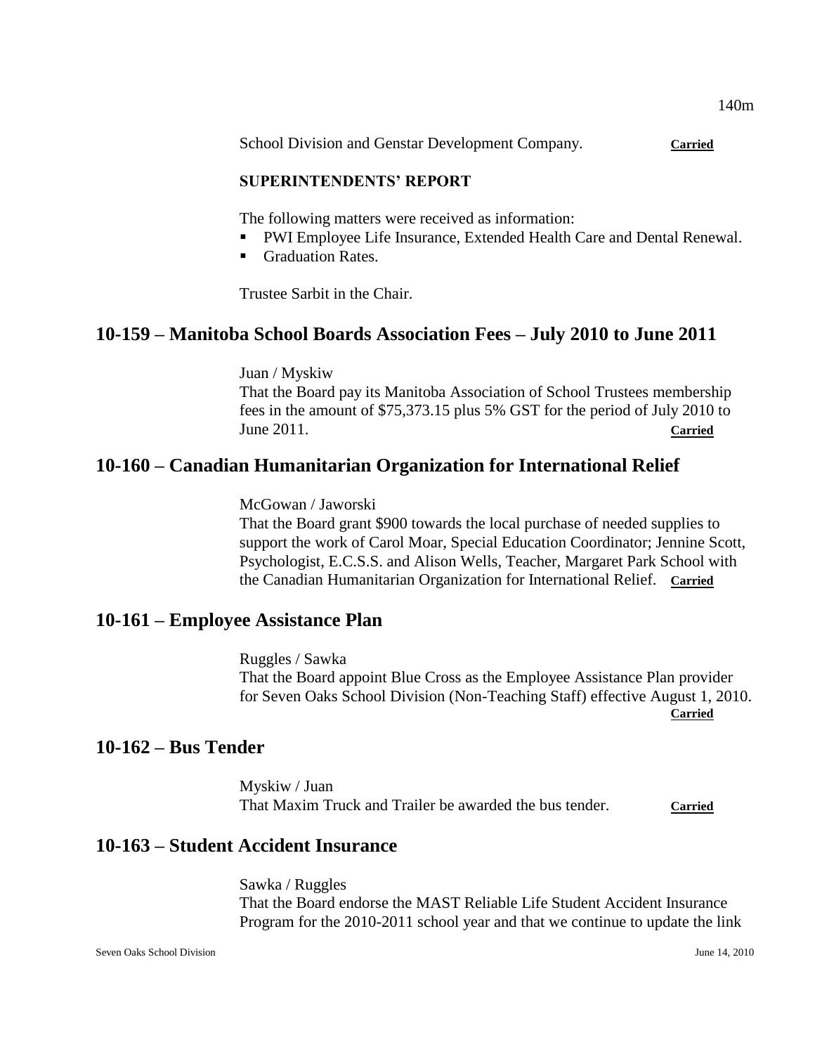School Division and Genstar Development Company. **Carried**

**SUPERINTENDENTS' REPORT**

The following matters were received as information:

- PWI Employee Life Insurance, Extended Health Care and Dental Renewal.
- Graduation Rates.

Trustee Sarbit in the Chair.

## 10-159 – Manitoba School Boards Association Fees – July 2010 to June 2011

Juan / Myskiw
That the Board pay its Manitoba Association of School Trustees membership fees in the amount of $75,373.15 plus 5% GST for the period of July 2010 to June 2011. **Carried**

## 10-160 – Canadian Humanitarian Organization for International Relief

McGowan / Jaworski
That the Board grant $900 towards the local purchase of needed supplies to support the work of Carol Moar, Special Education Coordinator; Jennine Scott, Psychologist, E.C.S.S. and Alison Wells, Teacher, Margaret Park School with the Canadian Humanitarian Organization for International Relief. **Carried**

## 10-161 – Employee Assistance Plan

Ruggles / Sawka
That the Board appoint Blue Cross as the Employee Assistance Plan provider for Seven Oaks School Division (Non-Teaching Staff) effective August 1, 2010. **Carried**

## 10-162 – Bus Tender

Myskiw / Juan
That Maxim Truck and Trailer be awarded the bus tender. **Carried**

## 10-163 – Student Accident Insurance

Sawka / Ruggles
That the Board endorse the MAST Reliable Life Student Accident Insurance Program for the 2010-2011 school year and that we continue to update the link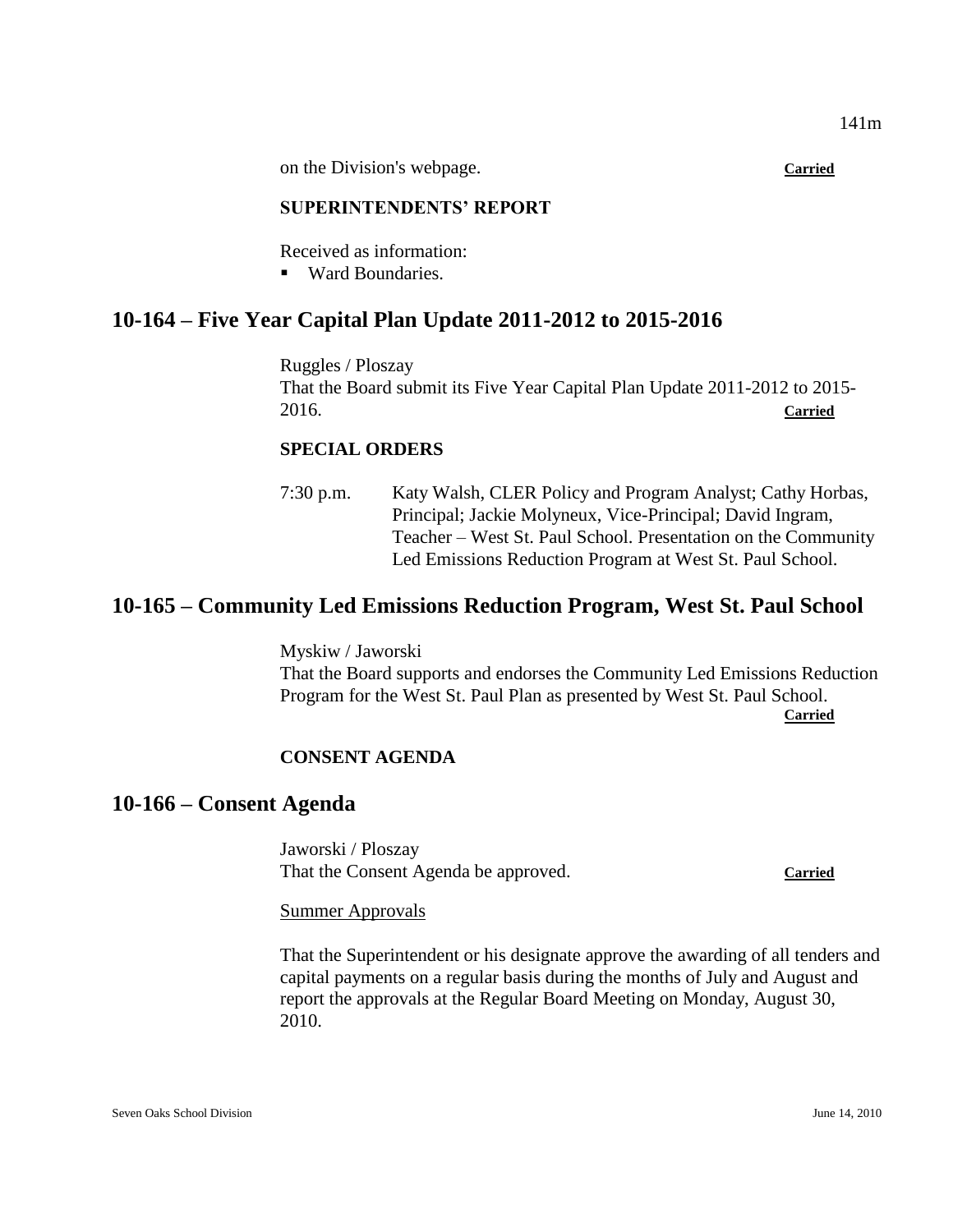on the Division's webpage. **Carried**

**SUPERINTENDENTS' REPORT**

Received as information:

- Ward Boundaries.

## 10-164 – Five Year Capital Plan Update 2011-2012 to 2015-2016

Ruggles / Ploszay
That the Board submit its Five Year Capital Plan Update 2011-2012 to 2015-2016. **Carried**

**SPECIAL ORDERS**

7:30 p.m. Katy Walsh, CLER Policy and Program Analyst; Cathy Horbas, Principal; Jackie Molyneux, Vice-Principal; David Ingram, Teacher – West St. Paul School. Presentation on the Community Led Emissions Reduction Program at West St. Paul School.

## 10-165 – Community Led Emissions Reduction Program, West St. Paul School

Myskiw / Jaworski
That the Board supports and endorses the Community Led Emissions Reduction Program for the West St. Paul Plan as presented by West St. Paul School. **Carried**

**CONSENT AGENDA**

## 10-166 – Consent Agenda

Jaworski / Ploszay
That the Consent Agenda be approved. **Carried**

Summer Approvals

That the Superintendent or his designate approve the awarding of all tenders and capital payments on a regular basis during the months of July and August and report the approvals at the Regular Board Meeting on Monday, August 30, 2010.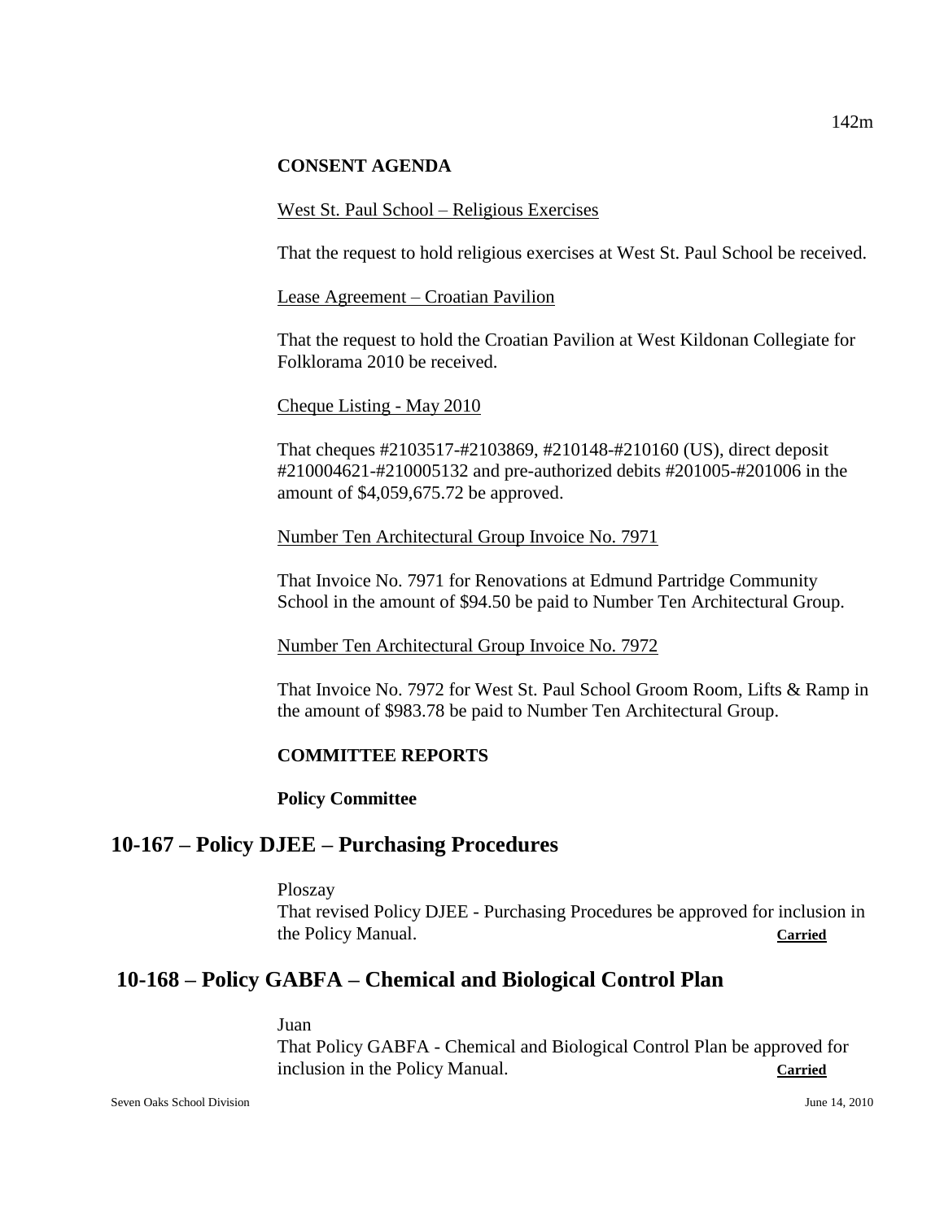**CONSENT AGENDA**

West St. Paul School – Religious Exercises

That the request to hold religious exercises at West St. Paul School be received.

Lease Agreement – Croatian Pavilion

That the request to hold the Croatian Pavilion at West Kildonan Collegiate for Folklorama 2010 be received.

Cheque Listing - May 2010

That cheques #2103517-#2103869, #210148-#210160 (US), direct deposit #210004621-#210005132 and pre-authorized debits #201005-#201006 in the amount of $4,059,675.72 be approved.

Number Ten Architectural Group Invoice No. 7971

That Invoice No. 7971 for Renovations at Edmund Partridge Community School in the amount of $94.50 be paid to Number Ten Architectural Group.

Number Ten Architectural Group Invoice No. 7972

That Invoice No. 7972 for West St. Paul School Groom Room, Lifts & Ramp in the amount of $983.78 be paid to Number Ten Architectural Group.

**COMMITTEE REPORTS**

**Policy Committee**

## 10-167 – Policy DJEE – Purchasing Procedures

Ploszay
That revised Policy DJEE - Purchasing Procedures be approved for inclusion in the Policy Manual. **Carried**

## 10-168 – Policy GABFA – Chemical and Biological Control Plan

Juan
That Policy GABFA - Chemical and Biological Control Plan be approved for inclusion in the Policy Manual. **Carried**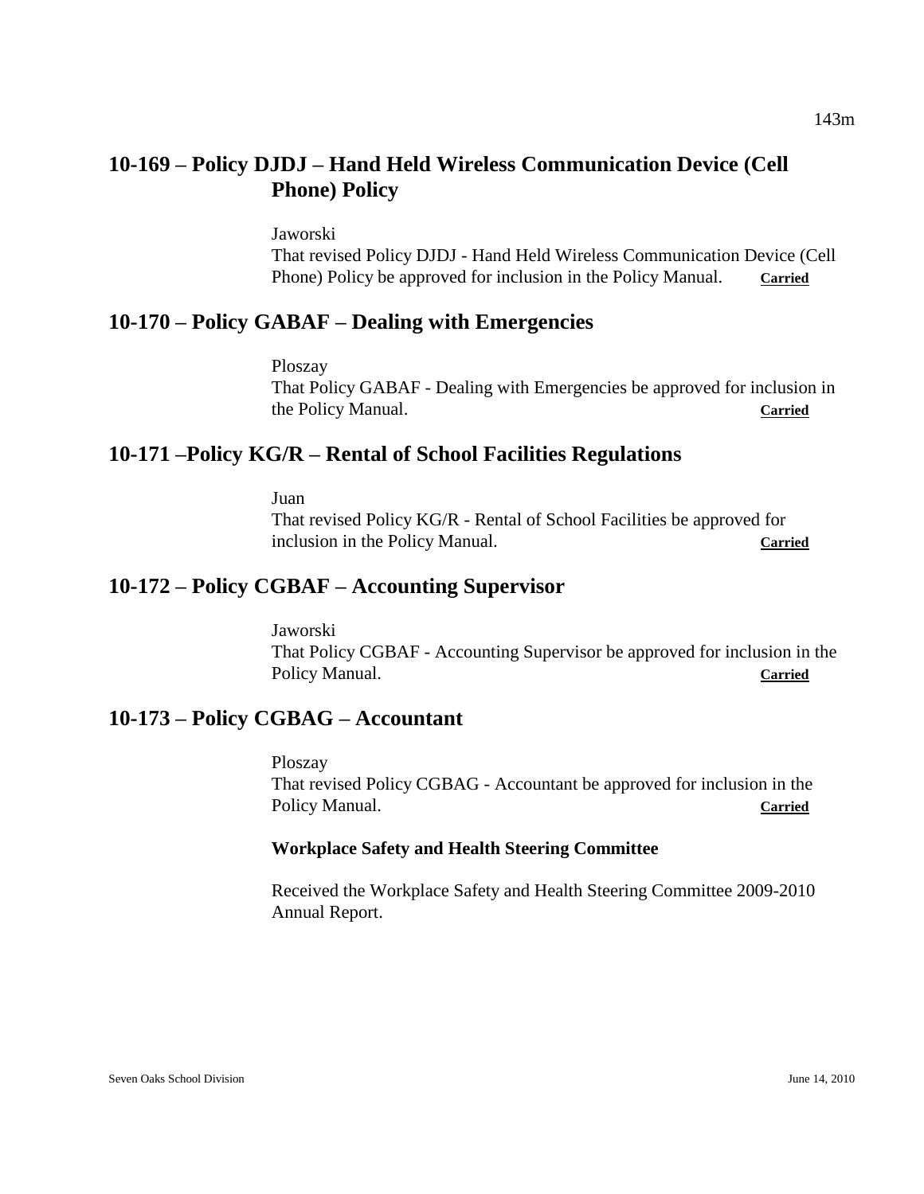## 10-169 – Policy DJDJ – Hand Held Wireless Communication Device (Cell Phone) Policy

Jaworski
That revised Policy DJDJ - Hand Held Wireless Communication Device (Cell Phone) Policy be approved for inclusion in the Policy Manual. **Carried**

## 10-170 – Policy GABAF – Dealing with Emergencies

Ploszay
That Policy GABAF - Dealing with Emergencies be approved for inclusion in the Policy Manual. **Carried**

## 10-171 –Policy KG/R – Rental of School Facilities Regulations

Juan
That revised Policy KG/R - Rental of School Facilities be approved for inclusion in the Policy Manual. **Carried**

## 10-172 – Policy CGBAF – Accounting Supervisor

Jaworski
That Policy CGBAF - Accounting Supervisor be approved for inclusion in the Policy Manual. **Carried**

## 10-173 – Policy CGBAG – Accountant

Ploszay
That revised Policy CGBAG - Accountant be approved for inclusion in the Policy Manual. **Carried**

**Workplace Safety and Health Steering Committee**

Received the Workplace Safety and Health Steering Committee 2009-2010 Annual Report.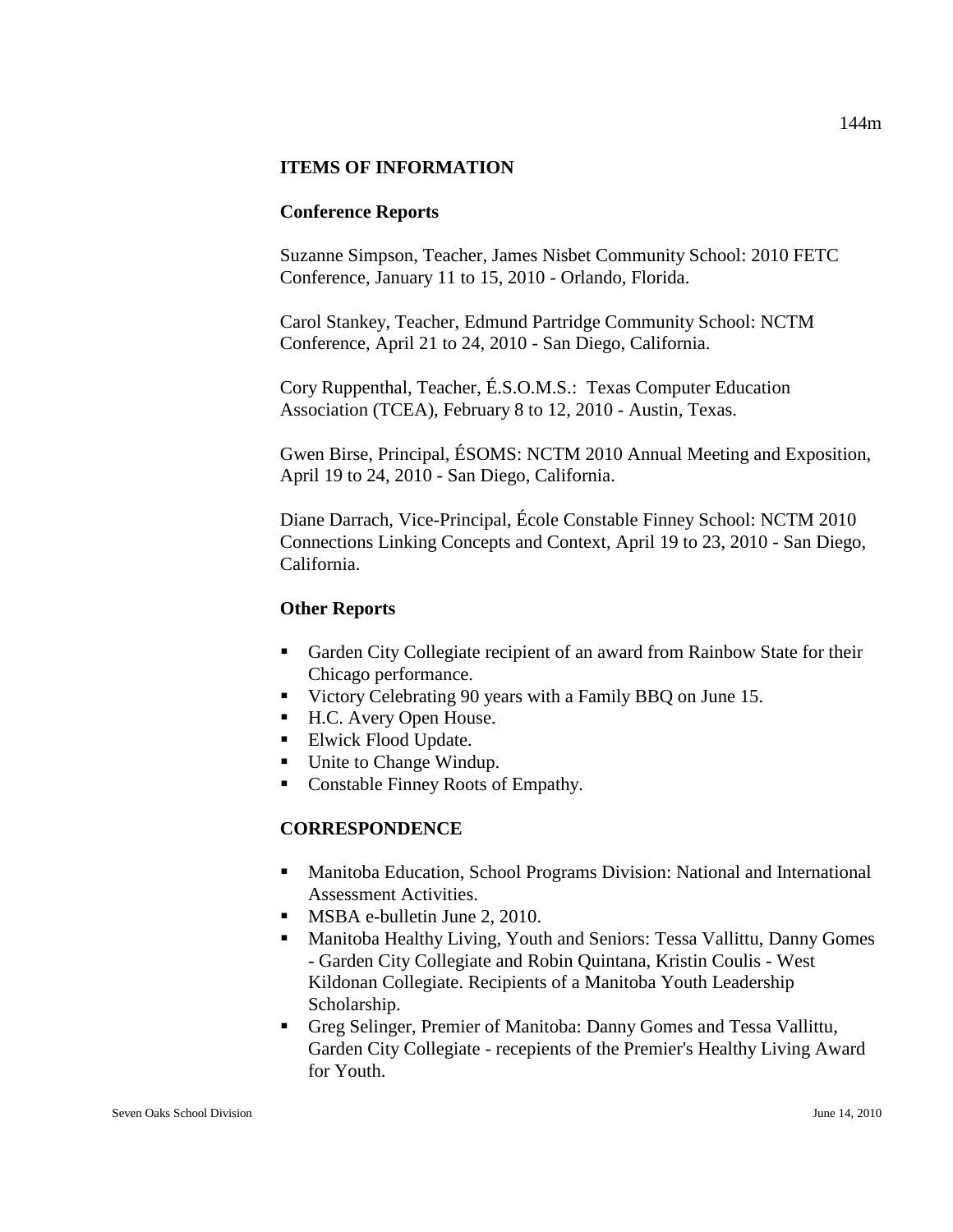## ITEMS OF INFORMATION

### Conference Reports

Suzanne Simpson, Teacher, James Nisbet Community School: 2010 FETC Conference, January 11 to 15, 2010 - Orlando, Florida.

Carol Stankey, Teacher, Edmund Partridge Community School: NCTM Conference, April 21 to 24, 2010 - San Diego, California.

Cory Ruppenthal, Teacher, É.S.O.M.S.: Texas Computer Education Association (TCEA), February 8 to 12, 2010 - Austin, Texas.

Gwen Birse, Principal, ÉSOMS: NCTM 2010 Annual Meeting and Exposition, April 19 to 24, 2010 - San Diego, California.

Diane Darrach, Vice-Principal, École Constable Finney School: NCTM 2010 Connections Linking Concepts and Context, April 19 to 23, 2010 - San Diego, California.

### Other Reports

- Garden City Collegiate recipient of an award from Rainbow State for their Chicago performance.
- Victory Celebrating 90 years with a Family BBQ on June 15.
- H.C. Avery Open House.
- Elwick Flood Update.
- Unite to Change Windup.
- Constable Finney Roots of Empathy.

## CORRESPONDENCE

- Manitoba Education, School Programs Division: National and International Assessment Activities.
- MSBA e-bulletin June 2, 2010.
- Manitoba Healthy Living, Youth and Seniors: Tessa Vallittu, Danny Gomes - Garden City Collegiate and Robin Quintana, Kristin Coulis - West Kildonan Collegiate. Recipients of a Manitoba Youth Leadership Scholarship.
- Greg Selinger, Premier of Manitoba: Danny Gomes and Tessa Vallittu, Garden City Collegiate - recepients of the Premier's Healthy Living Award for Youth.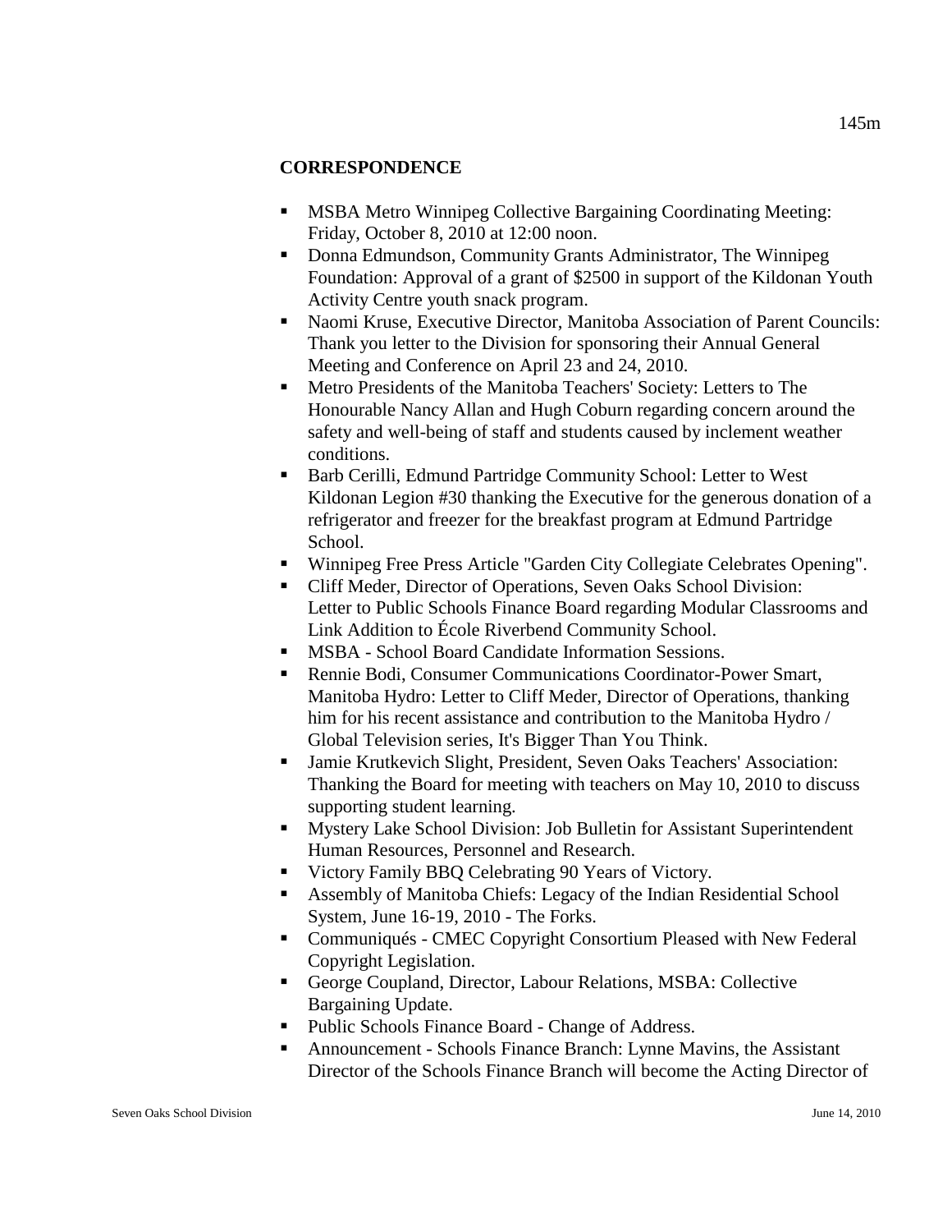## CORRESPONDENCE

- MSBA Metro Winnipeg Collective Bargaining Coordinating Meeting: Friday, October 8, 2010 at 12:00 noon.
- Donna Edmundson, Community Grants Administrator, The Winnipeg Foundation: Approval of a grant of $2500 in support of the Kildonan Youth Activity Centre youth snack program.
- Naomi Kruse, Executive Director, Manitoba Association of Parent Councils: Thank you letter to the Division for sponsoring their Annual General Meeting and Conference on April 23 and 24, 2010.
- Metro Presidents of the Manitoba Teachers' Society: Letters to The Honourable Nancy Allan and Hugh Coburn regarding concern around the safety and well-being of staff and students caused by inclement weather conditions.
- Barb Cerilli, Edmund Partridge Community School: Letter to West Kildonan Legion #30 thanking the Executive for the generous donation of a refrigerator and freezer for the breakfast program at Edmund Partridge School.
- Winnipeg Free Press Article "Garden City Collegiate Celebrates Opening".
- Cliff Meder, Director of Operations, Seven Oaks School Division: Letter to Public Schools Finance Board regarding Modular Classrooms and Link Addition to École Riverbend Community School.
- MSBA - School Board Candidate Information Sessions.
- Rennie Bodi, Consumer Communications Coordinator-Power Smart, Manitoba Hydro: Letter to Cliff Meder, Director of Operations, thanking him for his recent assistance and contribution to the Manitoba Hydro / Global Television series, It's Bigger Than You Think.
- Jamie Krutkevich Slight, President, Seven Oaks Teachers' Association: Thanking the Board for meeting with teachers on May 10, 2010 to discuss supporting student learning.
- Mystery Lake School Division: Job Bulletin for Assistant Superintendent Human Resources, Personnel and Research.
- Victory Family BBQ Celebrating 90 Years of Victory.
- Assembly of Manitoba Chiefs: Legacy of the Indian Residential School System, June 16-19, 2010 - The Forks.
- Communiqués - CMEC Copyright Consortium Pleased with New Federal Copyright Legislation.
- George Coupland, Director, Labour Relations, MSBA: Collective Bargaining Update.
- Public Schools Finance Board - Change of Address.
- Announcement - Schools Finance Branch: Lynne Mavins, the Assistant Director of the Schools Finance Branch will become the Acting Director of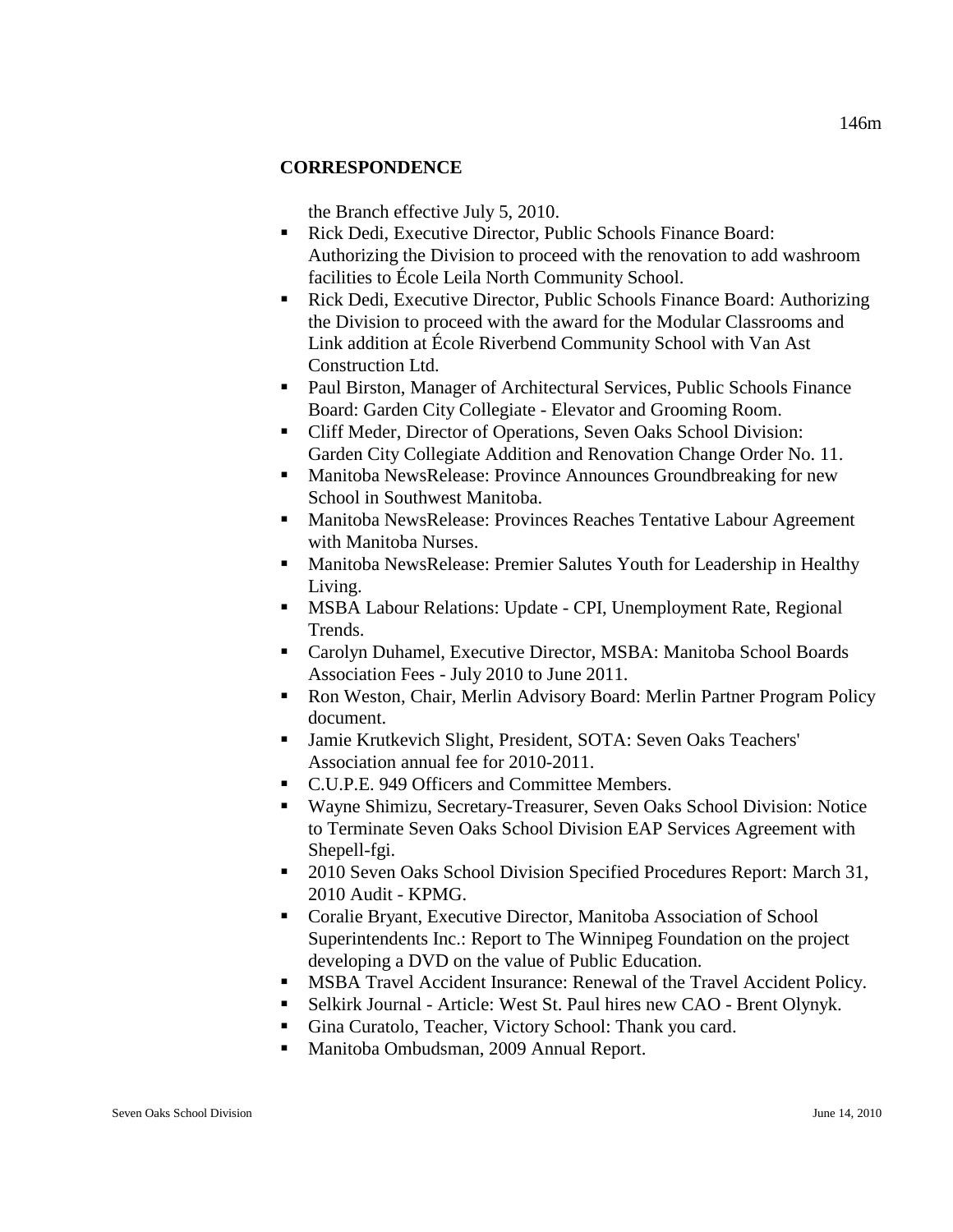## CORRESPONDENCE

the Branch effective July 5, 2010.

- Rick Dedi, Executive Director, Public Schools Finance Board: Authorizing the Division to proceed with the renovation to add washroom facilities to École Leila North Community School.
- Rick Dedi, Executive Director, Public Schools Finance Board: Authorizing the Division to proceed with the award for the Modular Classrooms and Link addition at École Riverbend Community School with Van Ast Construction Ltd.
- Paul Birston, Manager of Architectural Services, Public Schools Finance Board: Garden City Collegiate - Elevator and Grooming Room.
- Cliff Meder, Director of Operations, Seven Oaks School Division: Garden City Collegiate Addition and Renovation Change Order No. 11.
- Manitoba NewsRelease: Province Announces Groundbreaking for new School in Southwest Manitoba.
- Manitoba NewsRelease: Provinces Reaches Tentative Labour Agreement with Manitoba Nurses.
- Manitoba NewsRelease: Premier Salutes Youth for Leadership in Healthy Living.
- MSBA Labour Relations: Update - CPI, Unemployment Rate, Regional Trends.
- Carolyn Duhamel, Executive Director, MSBA: Manitoba School Boards Association Fees - July 2010 to June 2011.
- Ron Weston, Chair, Merlin Advisory Board: Merlin Partner Program Policy document.
- Jamie Krutkevich Slight, President, SOTA: Seven Oaks Teachers' Association annual fee for 2010-2011.
- C.U.P.E. 949 Officers and Committee Members.
- Wayne Shimizu, Secretary-Treasurer, Seven Oaks School Division: Notice to Terminate Seven Oaks School Division EAP Services Agreement with Shepell-fgi.
- 2010 Seven Oaks School Division Specified Procedures Report: March 31, 2010 Audit - KPMG.
- Coralie Bryant, Executive Director, Manitoba Association of School Superintendents Inc.: Report to The Winnipeg Foundation on the project developing a DVD on the value of Public Education.
- MSBA Travel Accident Insurance: Renewal of the Travel Accident Policy.
- Selkirk Journal - Article: West St. Paul hires new CAO - Brent Olynyk.
- Gina Curatolo, Teacher, Victory School: Thank you card.
- Manitoba Ombudsman, 2009 Annual Report.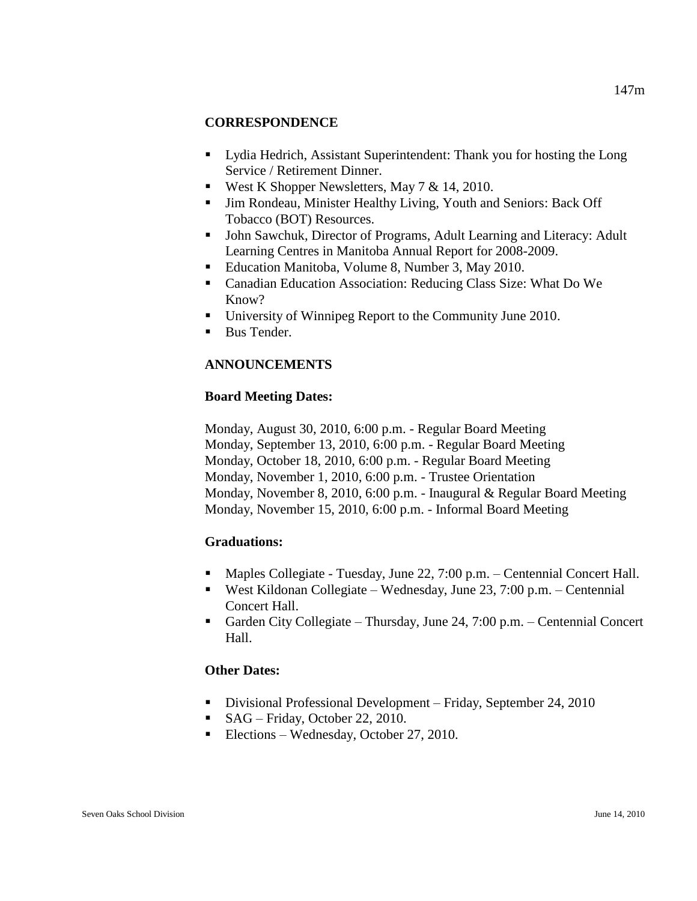## CORRESPONDENCE

- Lydia Hedrich, Assistant Superintendent: Thank you for hosting the Long Service / Retirement Dinner.
- West K Shopper Newsletters, May 7 & 14, 2010.
- Jim Rondeau, Minister Healthy Living, Youth and Seniors: Back Off Tobacco (BOT) Resources.
- John Sawchuk, Director of Programs, Adult Learning and Literacy: Adult Learning Centres in Manitoba Annual Report for 2008-2009.
- Education Manitoba, Volume 8, Number 3, May 2010.
- Canadian Education Association: Reducing Class Size: What Do We Know?
- University of Winnipeg Report to the Community June 2010.
- Bus Tender.

## ANNOUNCEMENTS

### Board Meeting Dates:

Monday, August 30, 2010, 6:00 p.m. - Regular Board Meeting
Monday, September 13, 2010, 6:00 p.m. - Regular Board Meeting
Monday, October 18, 2010, 6:00 p.m. - Regular Board Meeting
Monday, November 1, 2010, 6:00 p.m. - Trustee Orientation
Monday, November 8, 2010, 6:00 p.m. - Inaugural & Regular Board Meeting
Monday, November 15, 2010, 6:00 p.m. - Informal Board Meeting

### Graduations:

- Maples Collegiate - Tuesday, June 22, 7:00 p.m. – Centennial Concert Hall.
- West Kildonan Collegiate – Wednesday, June 23, 7:00 p.m. – Centennial Concert Hall.
- Garden City Collegiate – Thursday, June 24, 7:00 p.m. – Centennial Concert Hall.

### Other Dates:

- Divisional Professional Development – Friday, September 24, 2010
- SAG – Friday, October 22, 2010.
- Elections – Wednesday, October 27, 2010.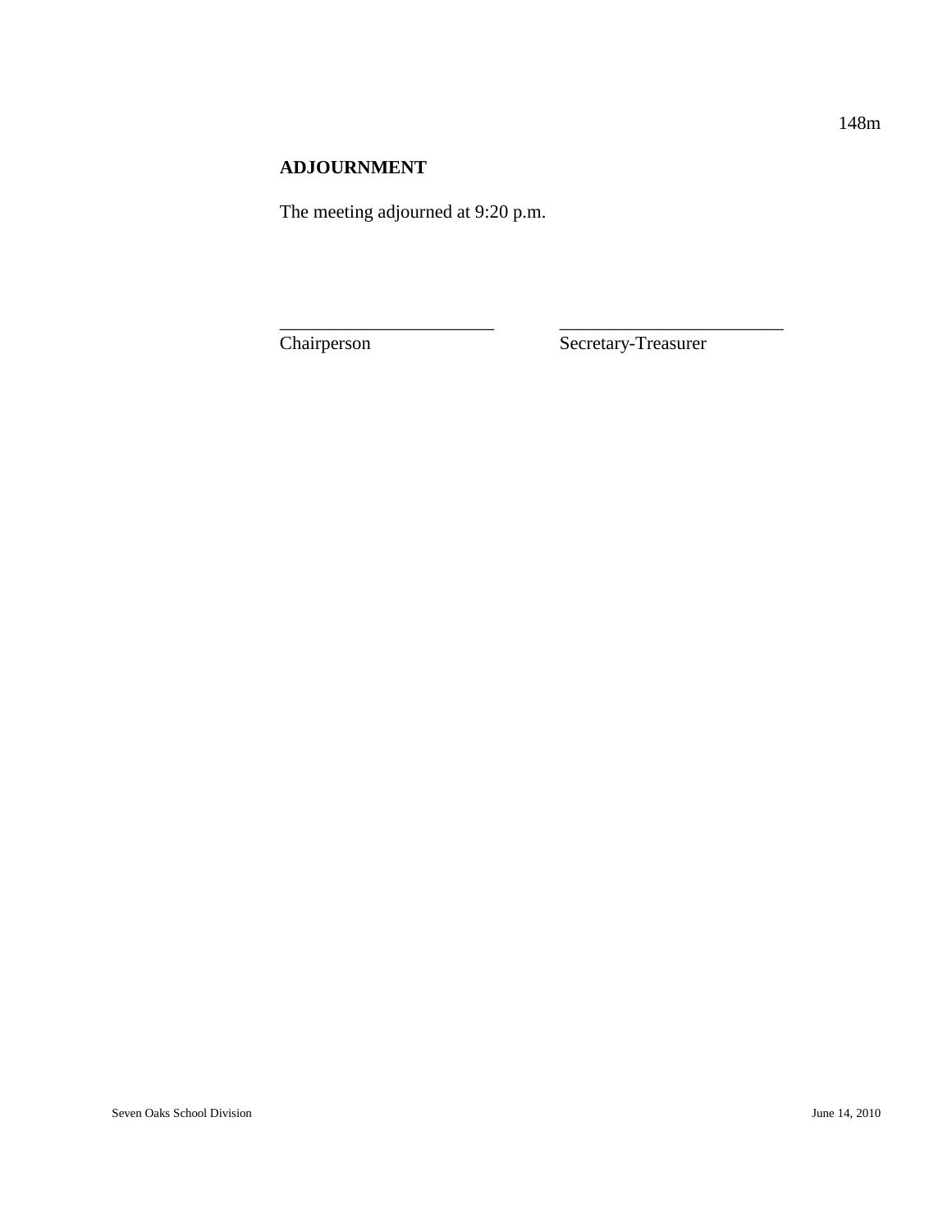## ADJOURNMENT

The meeting adjourned at 9:20 p.m.

\_\_\_\_\_\_\_\_\_\_\_\_\_\_\_\_\_\_\_\_\_\_\_\_ \_\_\_\_\_\_\_\_\_\_\_\_\_\_\_\_\_\_\_\_\_\_\_\_\_

Chairperson Secretary-Treasurer